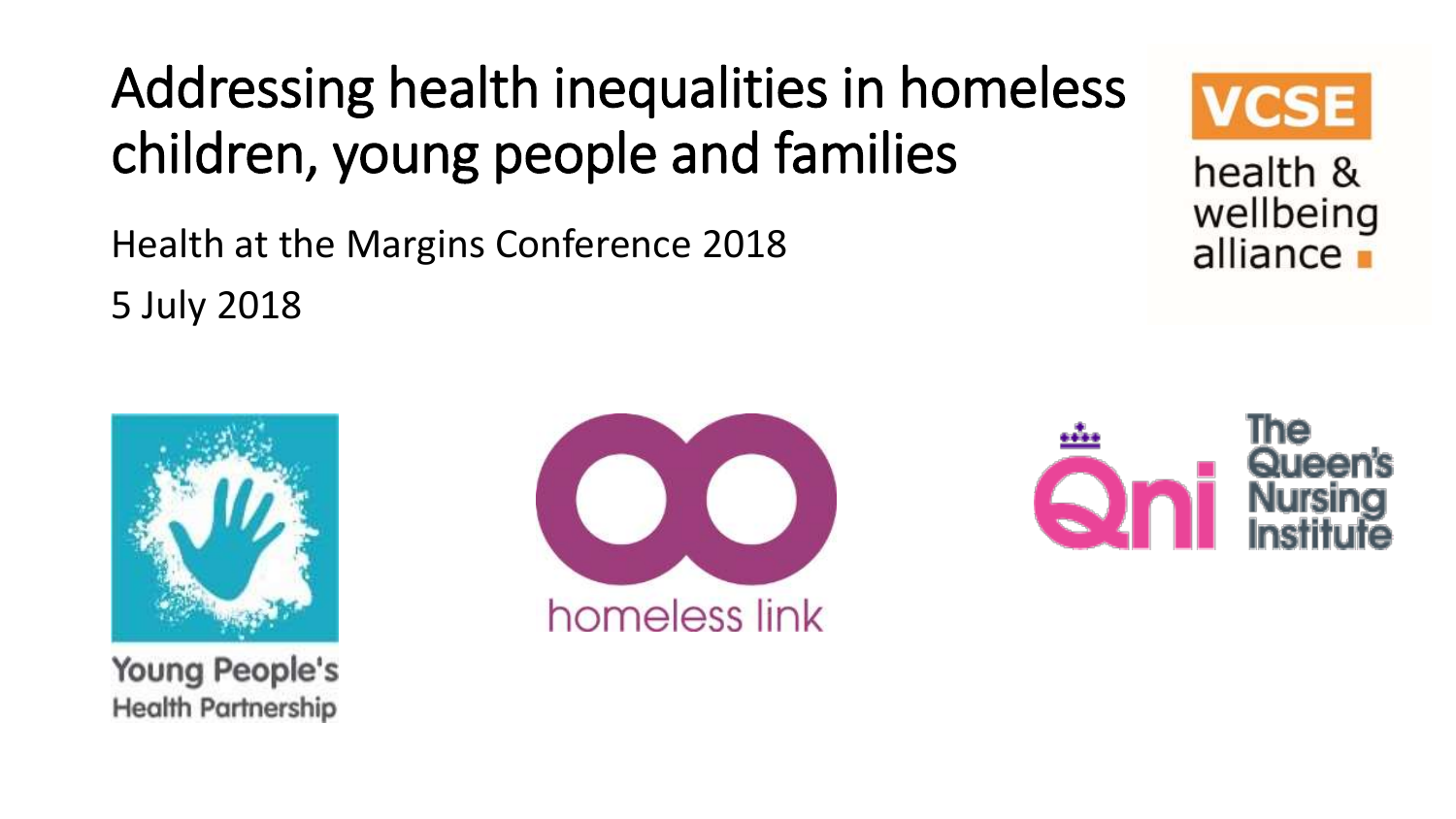# Addressing health inequalities in homeless children, young people and families

Health at the Margins Conference 2018

5 July 2018

VCSE health & wellbeing alliance

Young People's Health Partnership

homeless link

Qni The Queen's Nursing Institute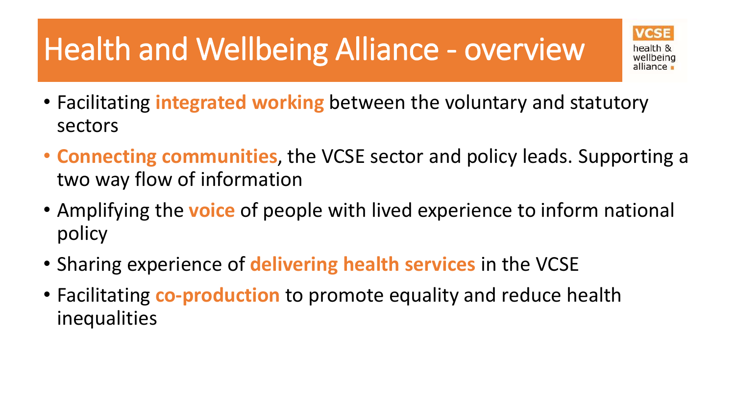# Health and Wellbeing Alliance - overview

VCSE health & wellbeing alliance

- Facilitating **integrated working** between the voluntary and statutory sectors
- **Connecting communities**, the VCSE sector and policy leads. Supporting a two way flow of information
- Amplifying the **voice** of people with lived experience to inform national policy
- Sharing experience of **delivering health services** in the VCSE
- Facilitating **co-production** to promote equality and reduce health inequalities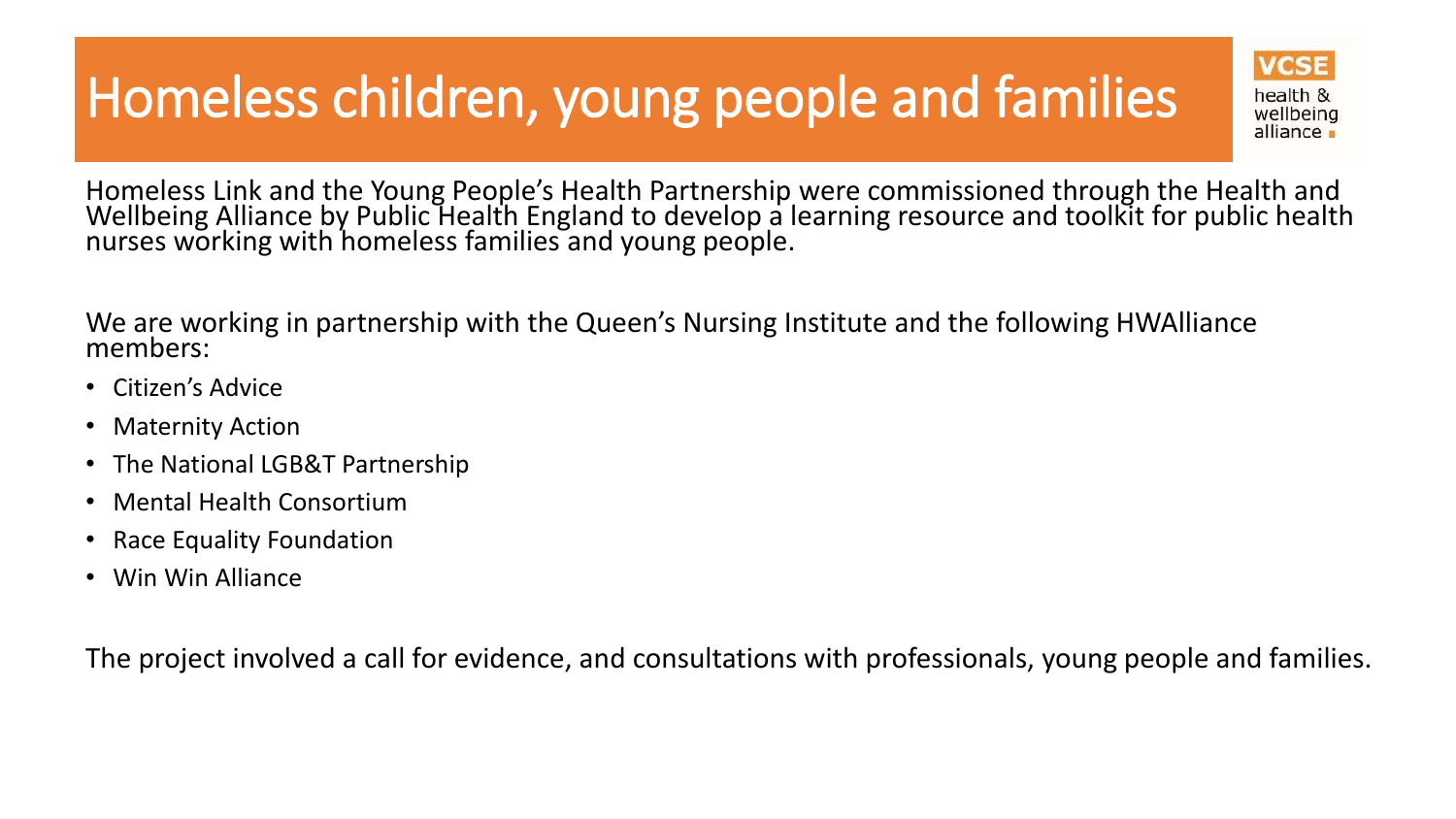# Homeless children, young people and families

Homeless Link and the Young People's Health Partnership were commissioned through the Health and Wellbeing Alliance by Public Health England to develop a learning resource and toolkit for public health nurses working with homeless families and young people.

We are working in partnership with the Queen's Nursing Institute and the following HWAlliance members:

- Citizen's Advice
- Maternity Action
- The National LGB&T Partnership
- Mental Health Consortium
- Race Equality Foundation
- Win Win Alliance

The project involved a call for evidence, and consultations with professionals, young people and families.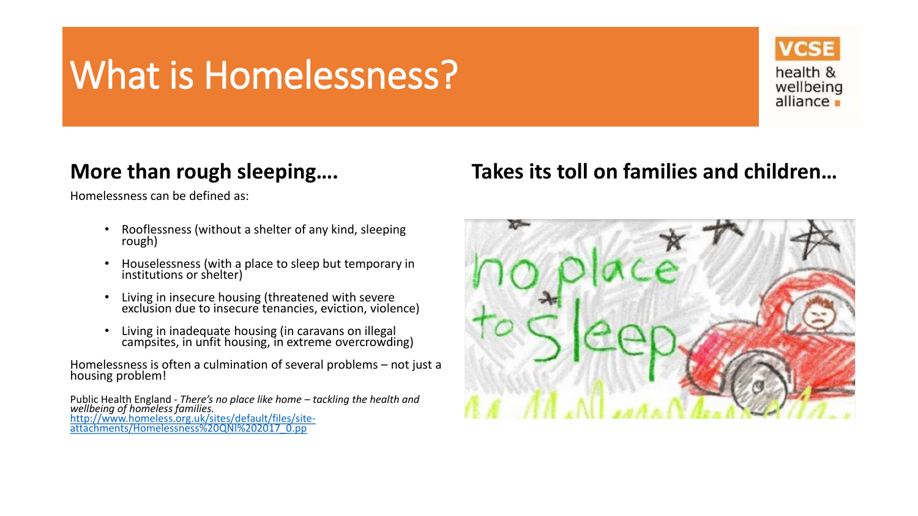# What is Homelessness?

## More than rough sleeping….

Homelessness can be defined as:

- Rooflessness (without a shelter of any kind, sleeping rough)
- Houselessness (with a place to sleep but temporary in institutions or shelter)
- Living in insecure housing (threatened with severe exclusion due to insecure tenancies, eviction, violence)
- Living in inadequate housing (in caravans on illegal campsites, in unfit housing, in extreme overcrowding)

Homelessness is often a culmination of several problems – not just a housing problem!

Public Health England - *There's no place like home – tackling the health and wellbeing of homeless families.* [http://www.homeless.org.uk/sites/default/files/site-attachments/Homelessness%20QNI%202017_0.pp](http://www.homeless.org.uk/sites/default/files/site-attachments/Homelessness%20QNI%202017_0.pp)

## Takes its toll on families and children…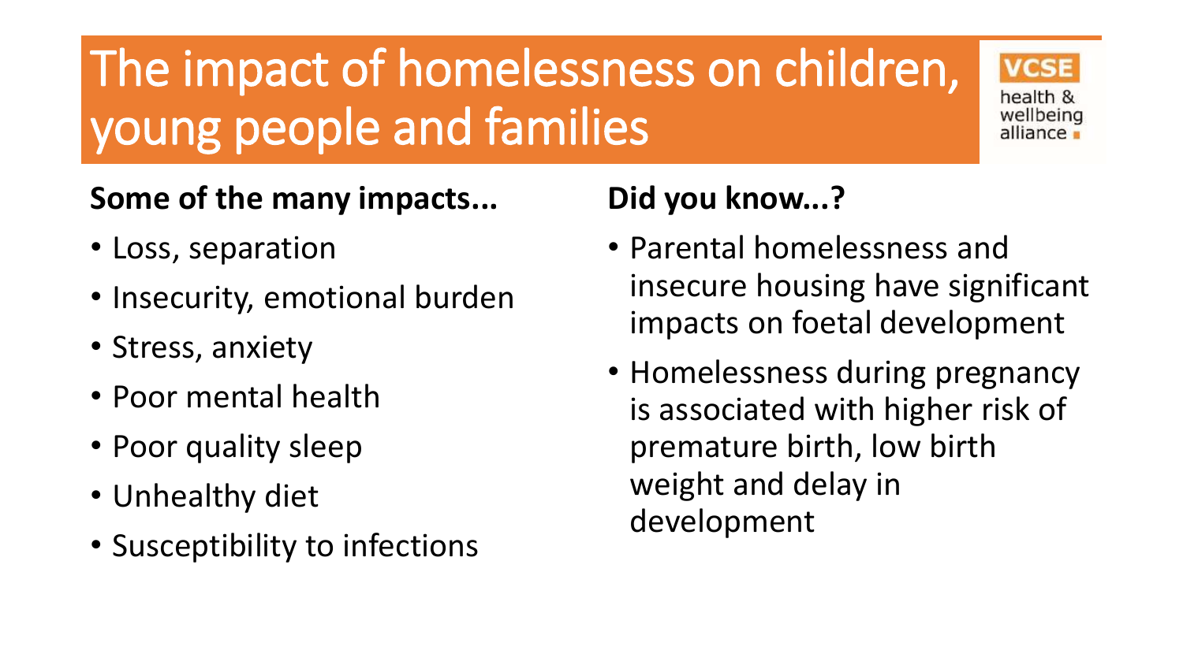# The impact of homelessness on children, young people and families

VCSE health & wellbeing alliance

**Some of the many impacts...**

- Loss, separation
- Insecurity, emotional burden
- Stress, anxiety
- Poor mental health
- Poor quality sleep
- Unhealthy diet
- Susceptibility to infections

**Did you know...?**

- Parental homelessness and insecure housing have significant impacts on foetal development
- Homelessness during pregnancy is associated with higher risk of premature birth, low birth weight and delay in development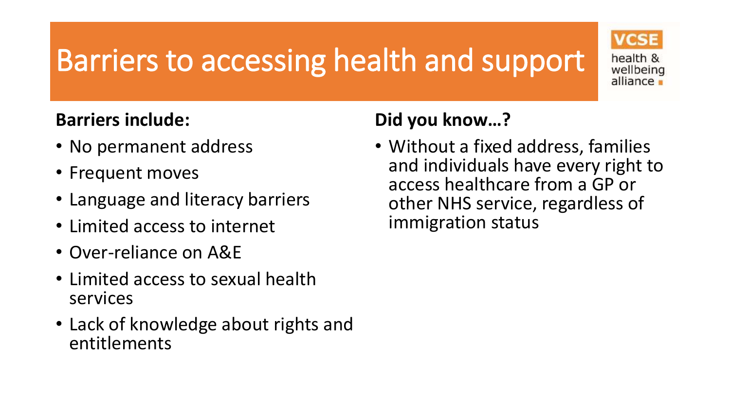# Barriers to accessing health and support

VCSE health & wellbeing alliance

**Barriers include:**

- No permanent address
- Frequent moves
- Language and literacy barriers
- Limited access to internet
- Over-reliance on A&E
- Limited access to sexual health services
- Lack of knowledge about rights and entitlements

**Did you know…?**

- Without a fixed address, families and individuals have every right to access healthcare from a GP or other NHS service, regardless of immigration status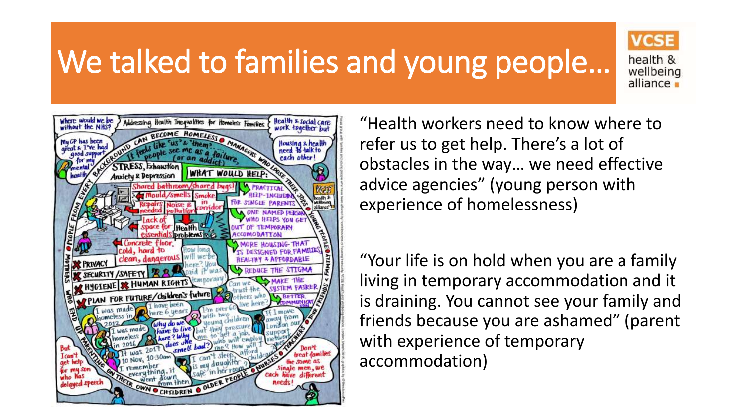# We talked to families and young people…

“Health workers need to know where to refer us to get help. There’s a lot of obstacles in the way… we need effective advice agencies” (young person with experience of homelessness)

“Your life is on hold when you are a family living in temporary accommodation and it is draining. You cannot see your family and friends because you are ashamed” (parent with experience of temporary accommodation)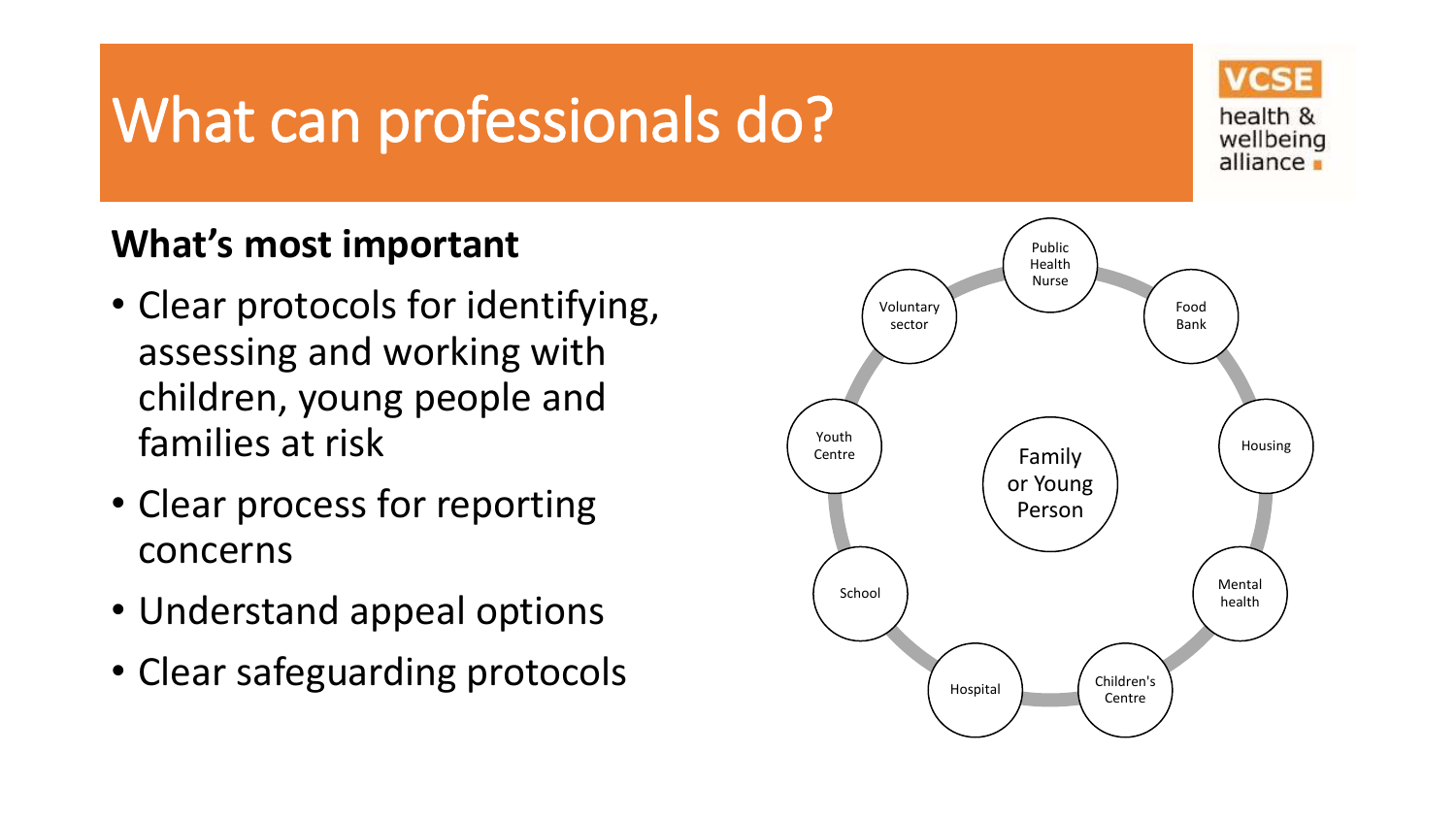# What can professionals do?

VCSE health & wellbeing alliance

**What's most important**

- Clear protocols for identifying, assessing and working with children, young people and families at risk
- Clear process for reporting concerns
- Understand appeal options
- Clear safeguarding protocols

Family or Young Person

Public Health Nurse

Food Bank

Housing

Mental health

Children's Centre

Hospital

School

Youth Centre

Voluntary sector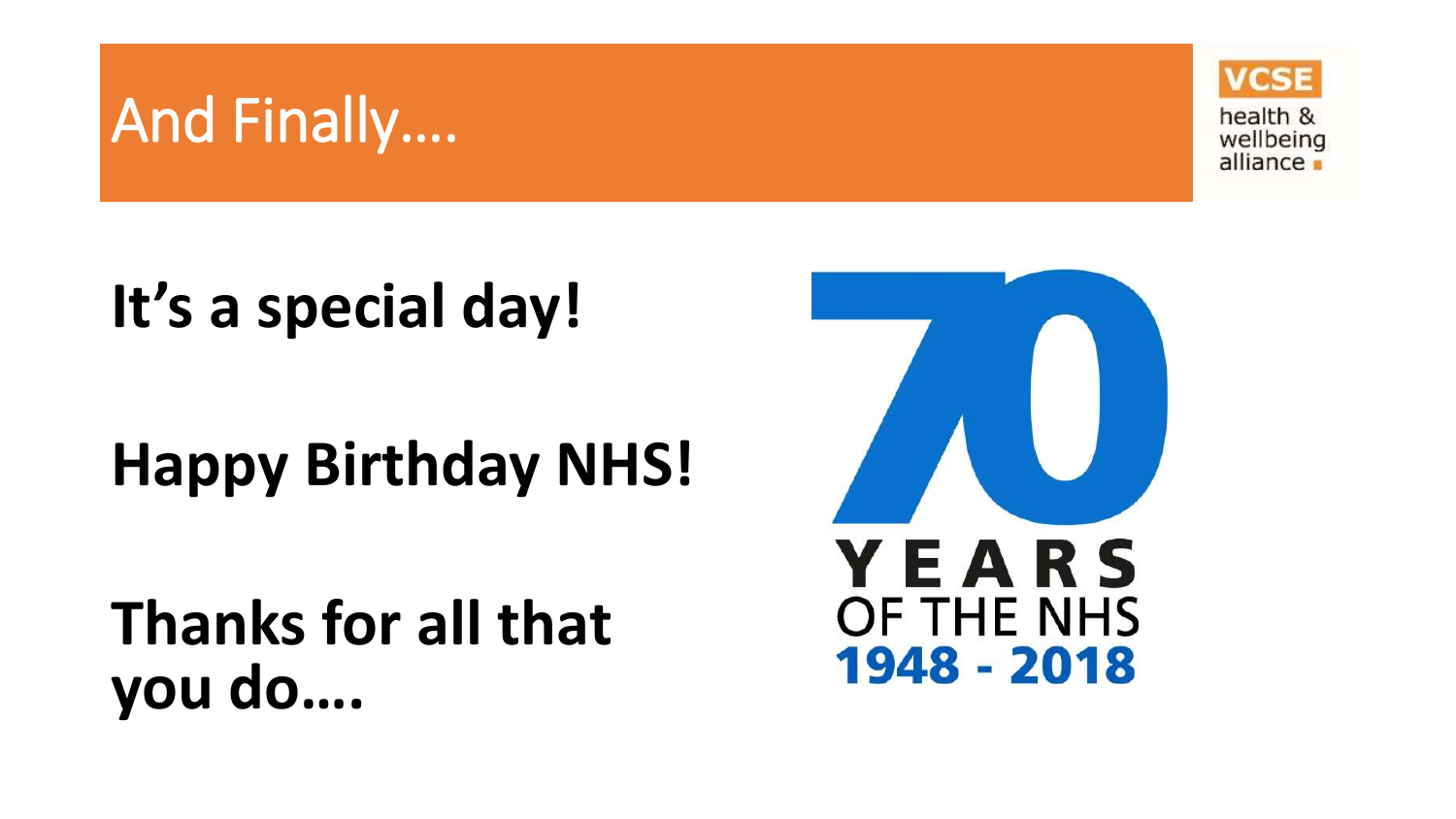# And Finally….

**It's a special day!**

**Happy Birthday NHS!**

**Thanks for all that you do….**

70 YEARS OF THE NHS 1948 - 2018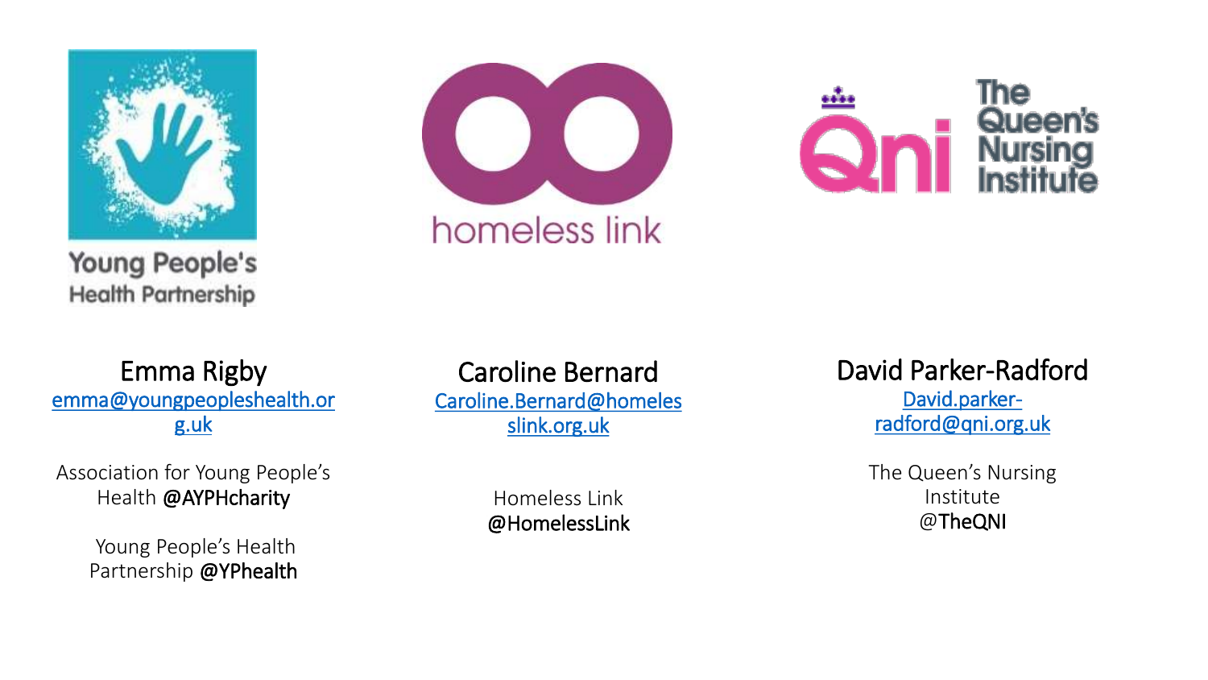Young People's Health Partnership

homeless link

The Queen's Nursing Institute

**Emma Rigby**
emma@youngpeopleshealth.org.uk

Association for Young People's Health **@AYPHcharity**

Young People's Health Partnership **@YPhealth**

**Caroline Bernard**
Caroline.Bernard@homelesslink.org.uk

Homeless Link
**@HomelessLink**

**David Parker-Radford**
David.parker-radford@qni.org.uk

The Queen's Nursing Institute
**@TheQNI**